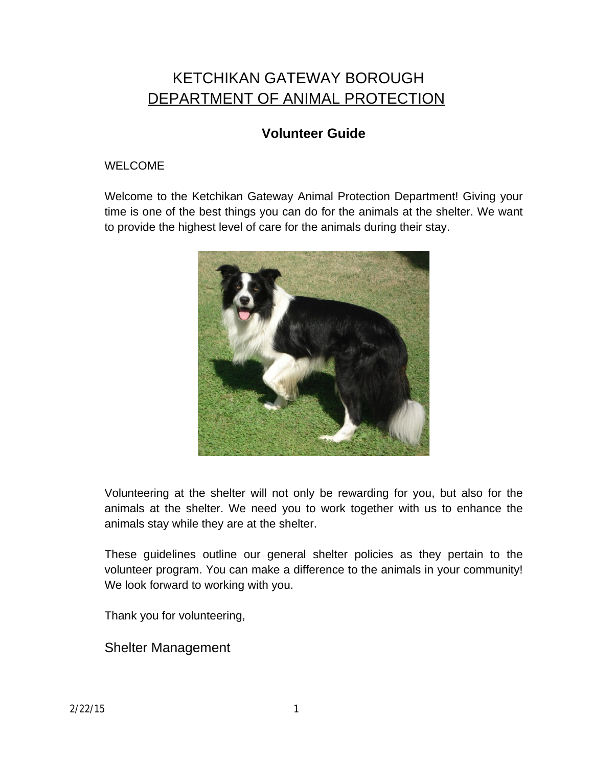# KETCHIKAN GATEWAY BOROUGH
## DEPARTMENT OF ANIMAL PROTECTION

### Volunteer Guide

WELCOME

Welcome to the Ketchikan Gateway Animal Protection Department! Giving your time is one of the best things you can do for the animals at the shelter. We want to provide the highest level of care for the animals during their stay.

Volunteering at the shelter will not only be rewarding for you, but also for the animals at the shelter. We need you to work together with us to enhance the animals stay while they are at the shelter.

These guidelines outline our general shelter policies as they pertain to the volunteer program. You can make a difference to the animals in your community! We look forward to working with you.

Thank you for volunteering,

Shelter Management

2/22/15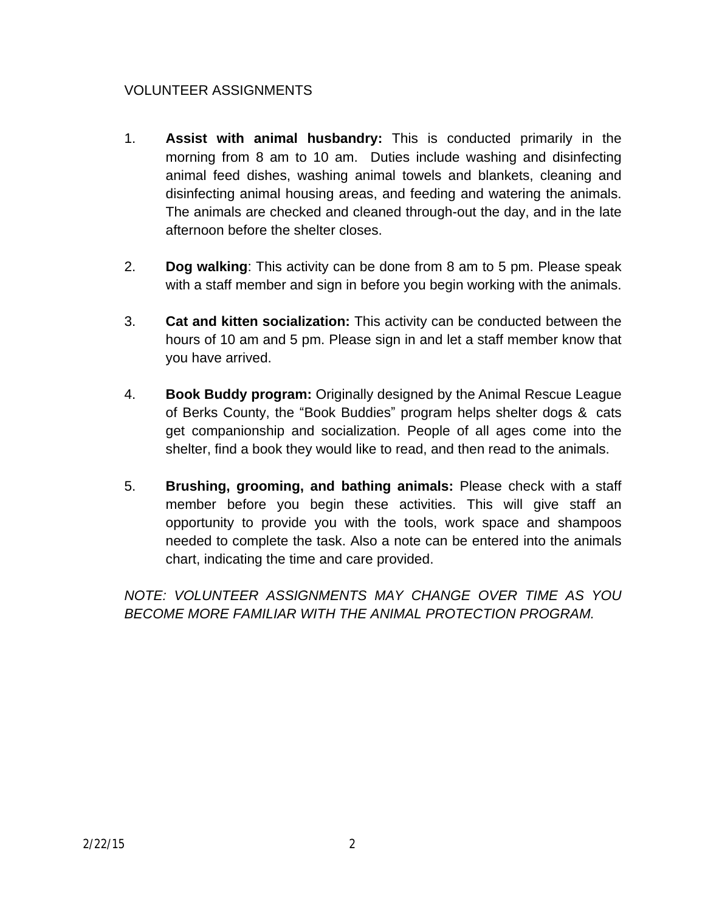## VOLUNTEER ASSIGNMENTS

1. **Assist with animal husbandry:** This is conducted primarily in the morning from 8 am to 10 am. Duties include washing and disinfecting animal feed dishes, washing animal towels and blankets, cleaning and disinfecting animal housing areas, and feeding and watering the animals. The animals are checked and cleaned through-out the day, and in the late afternoon before the shelter closes.

2. **Dog walking**: This activity can be done from 8 am to 5 pm. Please speak with a staff member and sign in before you begin working with the animals.

3. **Cat and kitten socialization:** This activity can be conducted between the hours of 10 am and 5 pm. Please sign in and let a staff member know that you have arrived.

4. **Book Buddy program:** Originally designed by the Animal Rescue League of Berks County, the "Book Buddies" program helps shelter dogs & cats get companionship and socialization. People of all ages come into the shelter, find a book they would like to read, and then read to the animals.

5. **Brushing, grooming, and bathing animals:** Please check with a staff member before you begin these activities. This will give staff an opportunity to provide you with the tools, work space and shampoos needed to complete the task. Also a note can be entered into the animals chart, indicating the time and care provided.

*NOTE: VOLUNTEER ASSIGNMENTS MAY CHANGE OVER TIME AS YOU BECOME MORE FAMILIAR WITH THE ANIMAL PROTECTION PROGRAM.*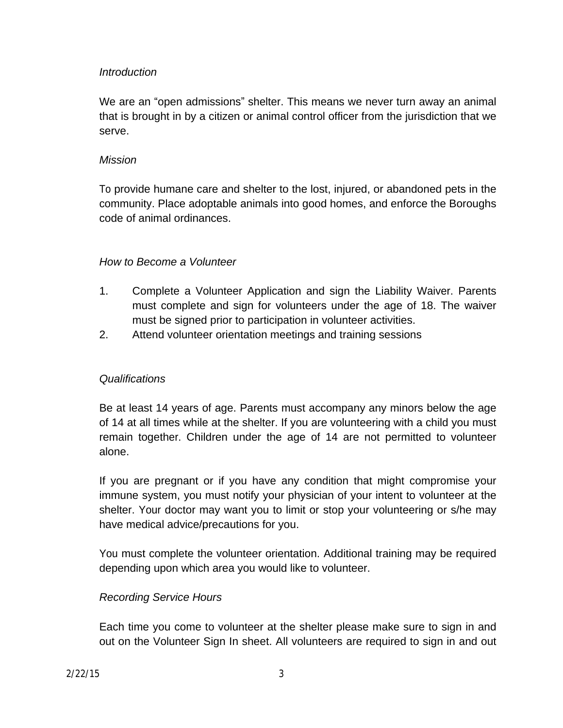*Introduction*

We are an "open admissions" shelter. This means we never turn away an animal that is brought in by a citizen or animal control officer from the jurisdiction that we serve.

*Mission*

To provide humane care and shelter to the lost, injured, or abandoned pets in the community. Place adoptable animals into good homes, and enforce the Boroughs code of animal ordinances.

*How to Become a Volunteer*

1. Complete a Volunteer Application and sign the Liability Waiver. Parents must complete and sign for volunteers under the age of 18. The waiver must be signed prior to participation in volunteer activities.
2. Attend volunteer orientation meetings and training sessions

*Qualifications*

Be at least 14 years of age. Parents must accompany any minors below the age of 14 at all times while at the shelter. If you are volunteering with a child you must remain together. Children under the age of 14 are not permitted to volunteer alone.

If you are pregnant or if you have any condition that might compromise your immune system, you must notify your physician of your intent to volunteer at the shelter. Your doctor may want you to limit or stop your volunteering or s/he may have medical advice/precautions for you.

You must complete the volunteer orientation. Additional training may be required depending upon which area you would like to volunteer.

*Recording Service Hours*

Each time you come to volunteer at the shelter please make sure to sign in and out on the Volunteer Sign In sheet. All volunteers are required to sign in and out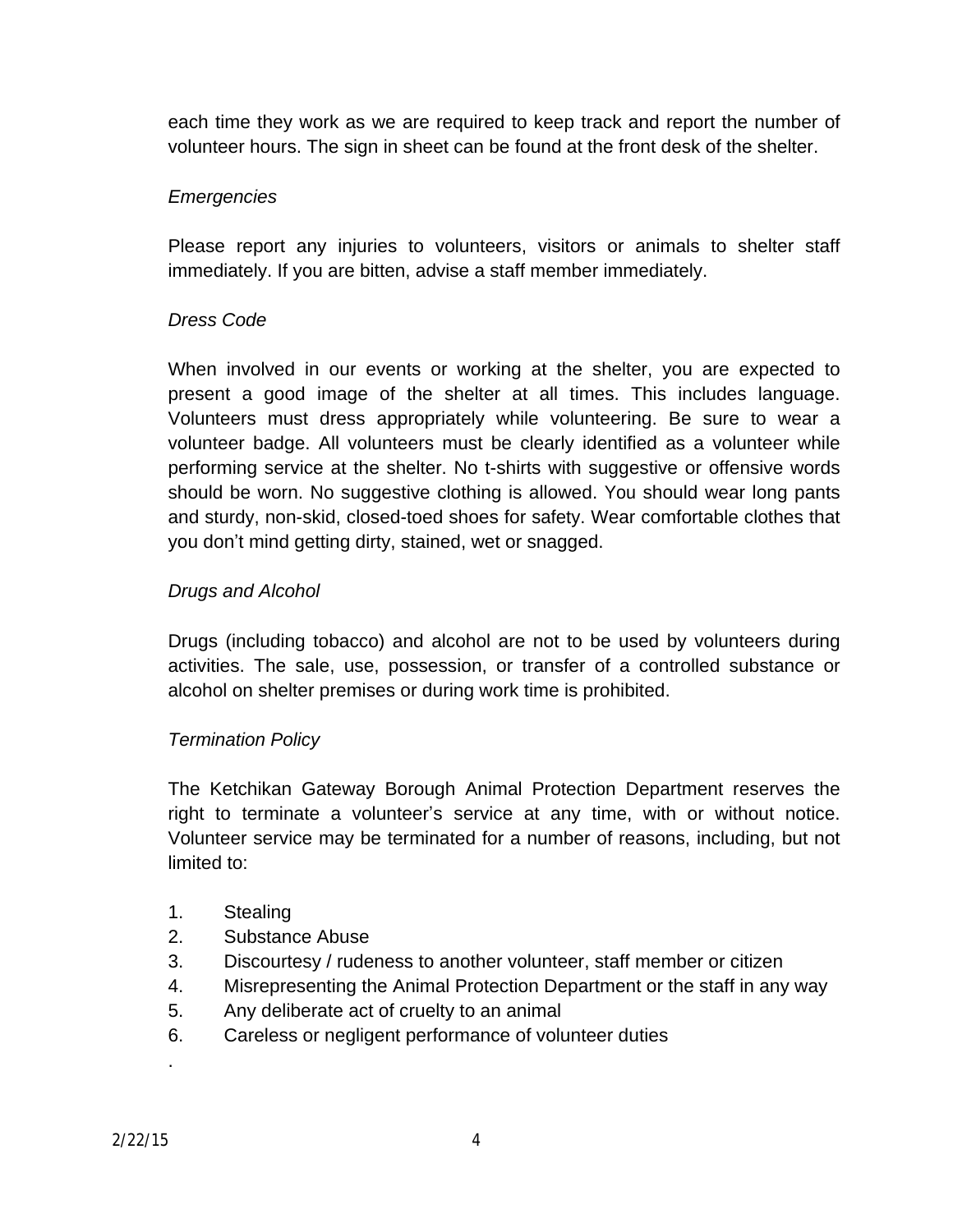each time they work as we are required to keep track and report the number of volunteer hours. The sign in sheet can be found at the front desk of the shelter.

*Emergencies*

Please report any injuries to volunteers, visitors or animals to shelter staff immediately. If you are bitten, advise a staff member immediately.

*Dress Code*

When involved in our events or working at the shelter, you are expected to present a good image of the shelter at all times. This includes language. Volunteers must dress appropriately while volunteering. Be sure to wear a volunteer badge. All volunteers must be clearly identified as a volunteer while performing service at the shelter. No t-shirts with suggestive or offensive words should be worn. No suggestive clothing is allowed. You should wear long pants and sturdy, non-skid, closed-toed shoes for safety. Wear comfortable clothes that you don't mind getting dirty, stained, wet or snagged.

*Drugs and Alcohol*

Drugs (including tobacco) and alcohol are not to be used by volunteers during activities. The sale, use, possession, or transfer of a controlled substance or alcohol on shelter premises or during work time is prohibited.

*Termination Policy*

The Ketchikan Gateway Borough Animal Protection Department reserves the right to terminate a volunteer's service at any time, with or without notice. Volunteer service may be terminated for a number of reasons, including, but not limited to:

1. Stealing
2. Substance Abuse
3. Discourtesy / rudeness to another volunteer, staff member or citizen
4. Misrepresenting the Animal Protection Department or the staff in any way
5. Any deliberate act of cruelty to an animal
6. Careless or negligent performance of volunteer duties

.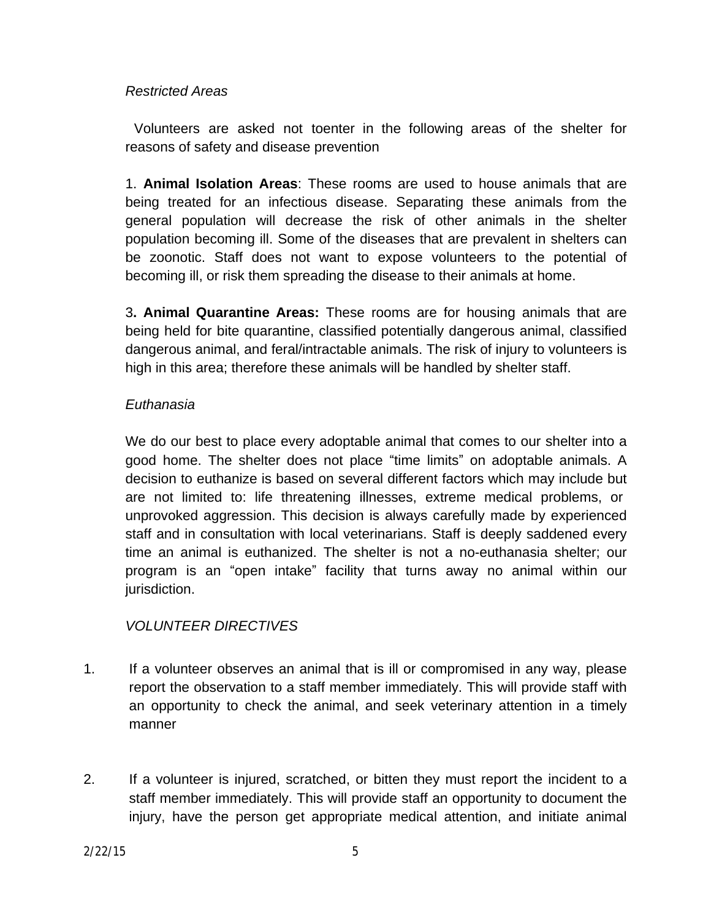*Restricted Areas*

Volunteers are asked not toenter in the following areas of the shelter for reasons of safety and disease prevention

1. **Animal Isolation Areas**: These rooms are used to house animals that are being treated for an infectious disease. Separating these animals from the general population will decrease the risk of other animals in the shelter population becoming ill. Some of the diseases that are prevalent in shelters can be zoonotic. Staff does not want to expose volunteers to the potential of becoming ill, or risk them spreading the disease to their animals at home.

3**. Animal Quarantine Areas:** These rooms are for housing animals that are being held for bite quarantine, classified potentially dangerous animal, classified dangerous animal, and feral/intractable animals. The risk of injury to volunteers is high in this area; therefore these animals will be handled by shelter staff.

*Euthanasia*

We do our best to place every adoptable animal that comes to our shelter into a good home. The shelter does not place “time limits” on adoptable animals. A decision to euthanize is based on several different factors which may include but are not limited to: life threatening illnesses, extreme medical problems, or unprovoked aggression. This decision is always carefully made by experienced staff and in consultation with local veterinarians. Staff is deeply saddened every time an animal is euthanized. The shelter is not a no-euthanasia shelter; our program is an “open intake” facility that turns away no animal within our jurisdiction.

*VOLUNTEER DIRECTIVES*

1. If a volunteer observes an animal that is ill or compromised in any way, please report the observation to a staff member immediately. This will provide staff with an opportunity to check the animal, and seek veterinary attention in a timely manner

2. If a volunteer is injured, scratched, or bitten they must report the incident to a staff member immediately. This will provide staff an opportunity to document the injury, have the person get appropriate medical attention, and initiate animal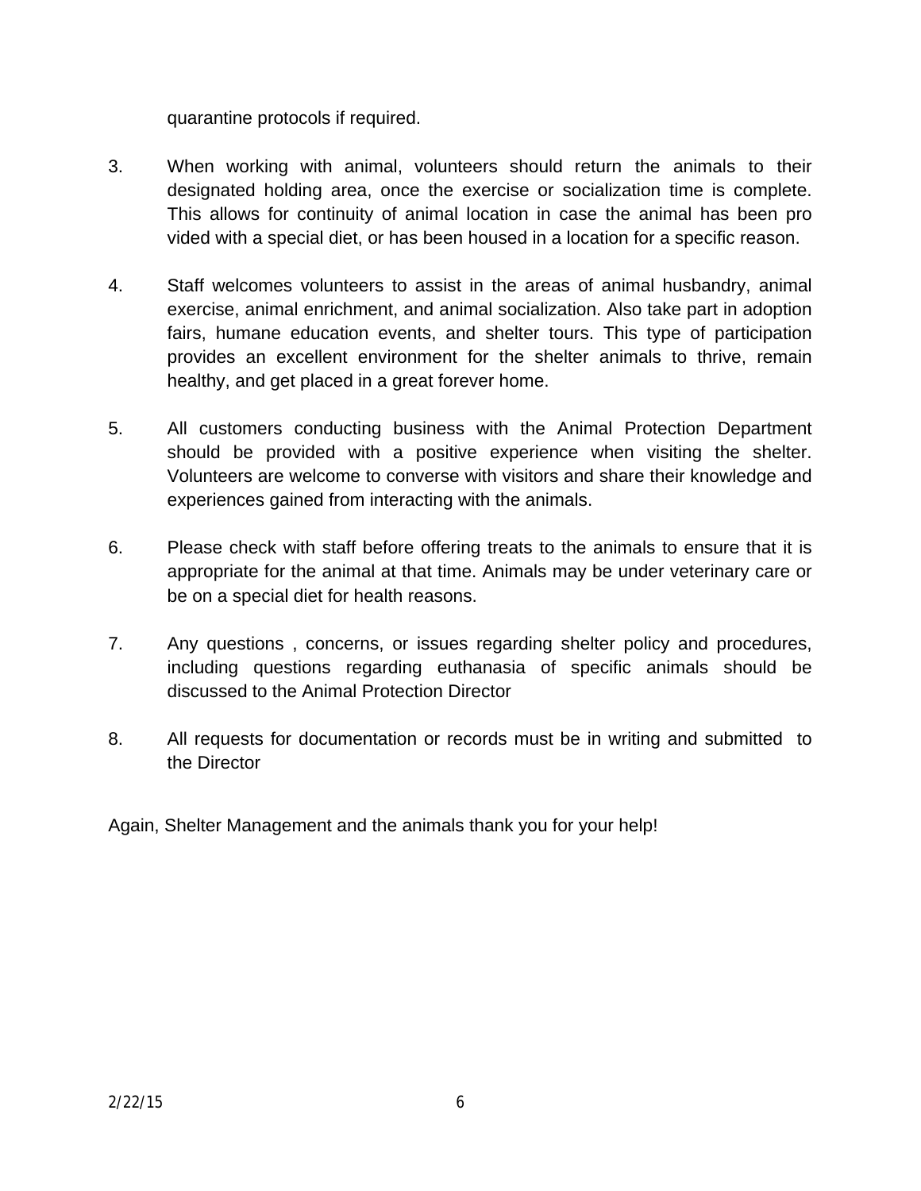quarantine protocols if required.

3. When working with animal, volunteers should return the animals to their designated holding area, once the exercise or socialization time is complete. This allows for continuity of animal location in case the animal has been pro vided with a special diet, or has been housed in a location for a specific reason.

4. Staff welcomes volunteers to assist in the areas of animal husbandry, animal exercise, animal enrichment, and animal socialization. Also take part in adoption fairs, humane education events, and shelter tours. This type of participation provides an excellent environment for the shelter animals to thrive, remain healthy, and get placed in a great forever home.

5. All customers conducting business with the Animal Protection Department should be provided with a positive experience when visiting the shelter. Volunteers are welcome to converse with visitors and share their knowledge and experiences gained from interacting with the animals.

6. Please check with staff before offering treats to the animals to ensure that it is appropriate for the animal at that time. Animals may be under veterinary care or be on a special diet for health reasons.

7. Any questions , concerns, or issues regarding shelter policy and procedures, including questions regarding euthanasia of specific animals should be discussed to the Animal Protection Director

8. All requests for documentation or records must be in writing and submitted to the Director

Again, Shelter Management and the animals thank you for your help!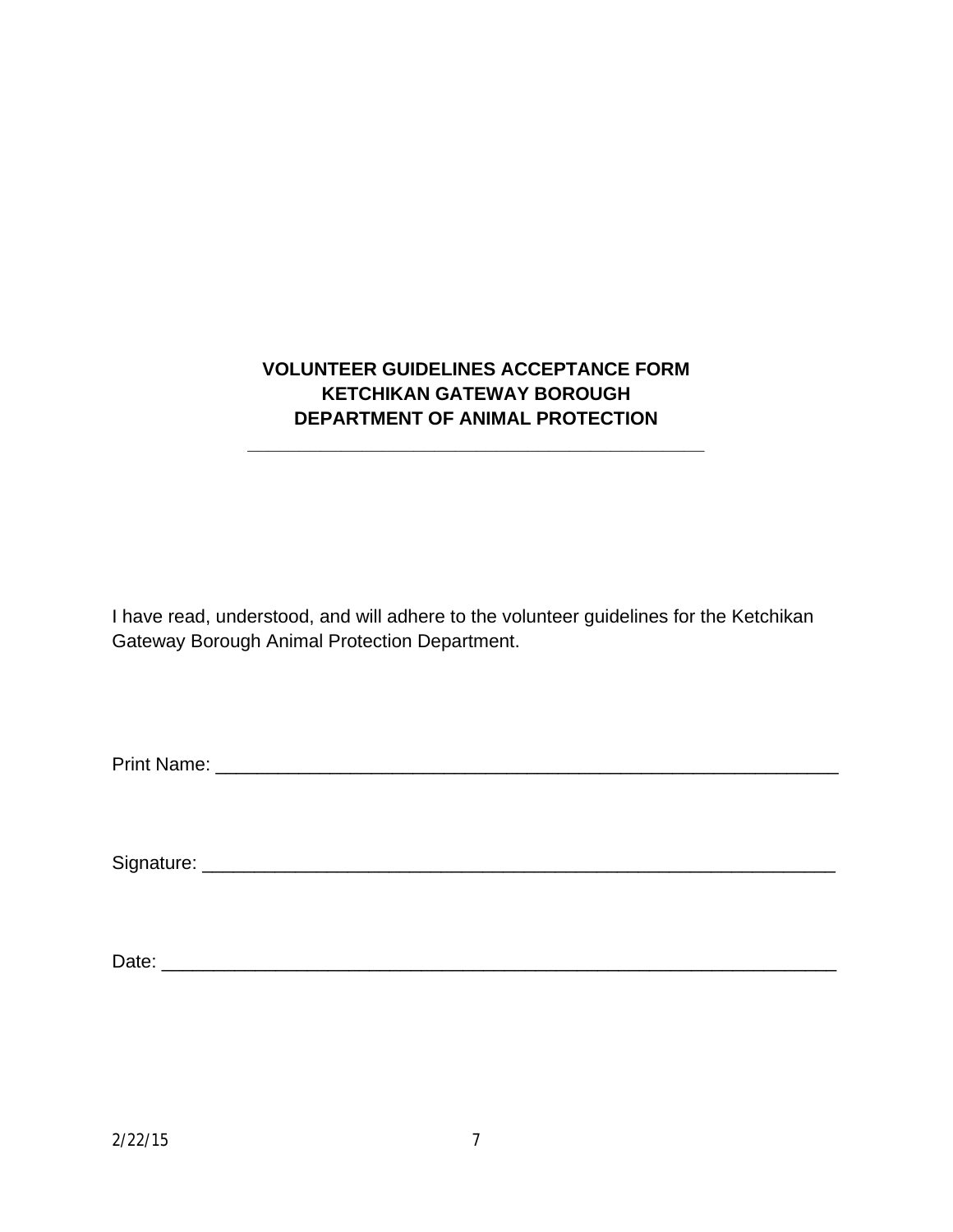**VOLUNTEER GUIDELINES ACCEPTANCE FORM**
**KETCHIKAN GATEWAY BOROUGH**
**DEPARTMENT OF ANIMAL PROTECTION**

---

I have read, understood, and will adhere to the volunteer guidelines for the Ketchikan Gateway Borough Animal Protection Department.

Print Name: ______________________________________________________________

Signature: _______________________________________________________________

Date: ___________________________________________________________________

2/22/15